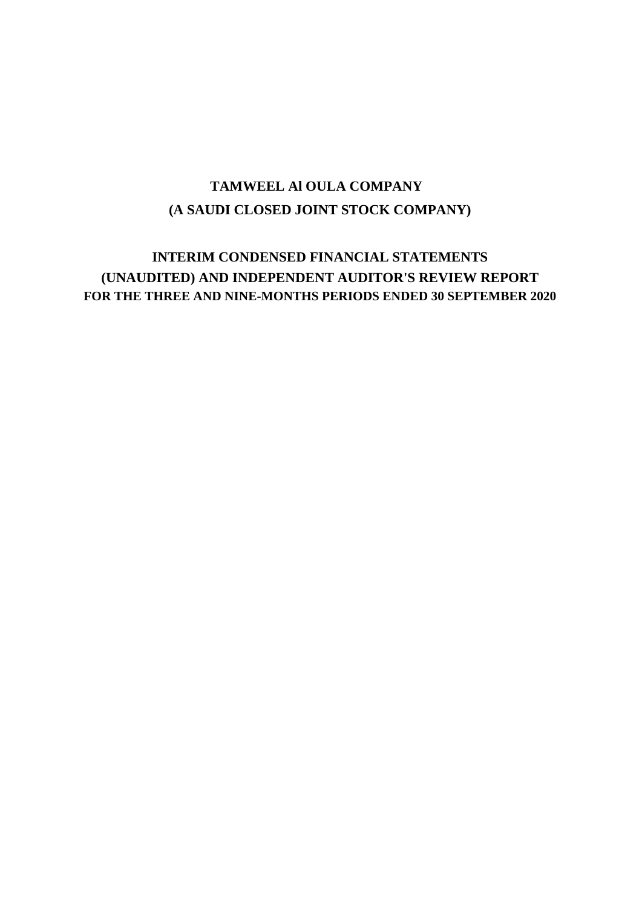# TAMWEEL Al OULA COMPANY

## (A SAUDI CLOSED JOINT STOCK COMPANY)

## INTERIM CONDENSED FINANCIAL STATEMENTS
## (UNAUDITED) AND INDEPENDENT AUDITOR'S REVIEW REPORT
## FOR THE THREE AND NINE-MONTHS PERIODS ENDED 30 SEPTEMBER 2020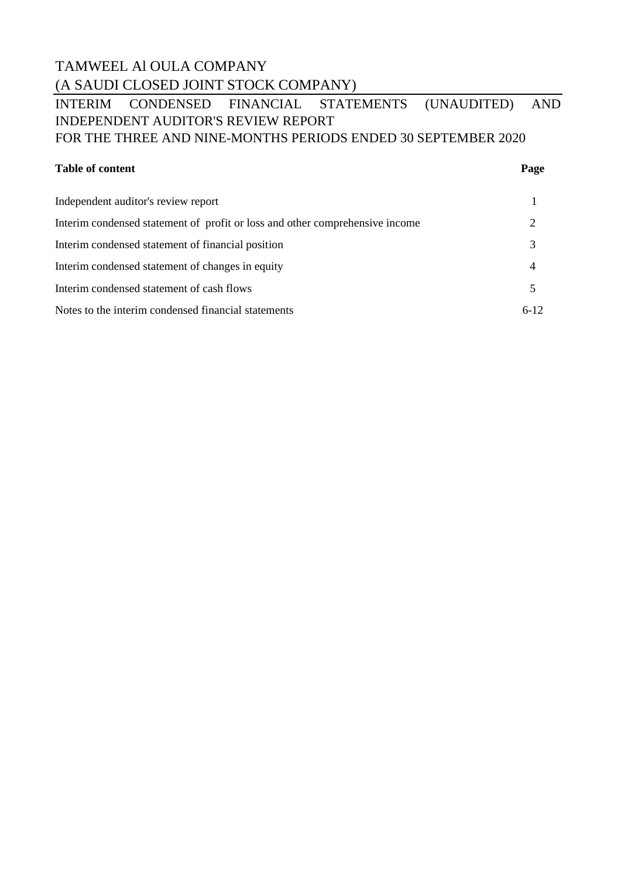# TAMWEEL Al OULA COMPANY

## (A SAUDI CLOSED JOINT STOCK COMPANY)

## INTERIM CONDENSED FINANCIAL STATEMENTS (UNAUDITED) AND INDEPENDENT AUDITOR'S REVIEW REPORT

## FOR THE THREE AND NINE-MONTHS PERIODS ENDED 30 SEPTEMBER 2020

| **Table of content** | **Page** |
|---|---|
| Independent auditor's review report | 1 |
| Interim condensed statement of profit or loss and other comprehensive income | 2 |
| Interim condensed statement of financial position | 3 |
| Interim condensed statement of changes in equity | 4 |
| Interim condensed statement of cash flows | 5 |
| Notes to the interim condensed financial statements | 6-12 |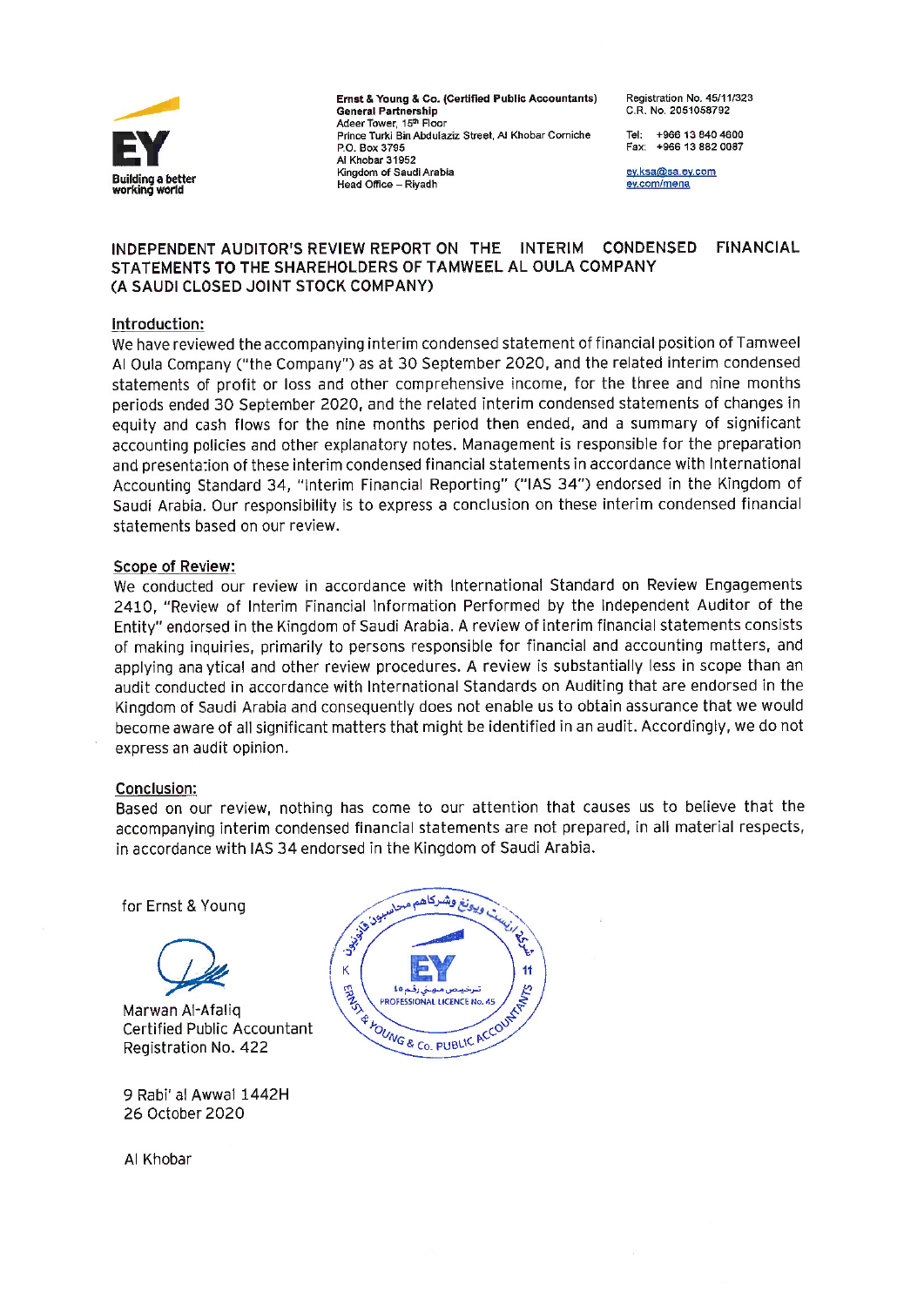Ernst & Young & Co. (Certified Public Accountants)
General Partnership
Adeer Tower, 15th Floor
Prince Turki Bin Abdulaziz Street, Al Khobar Corniche
P.O. Box 3795
Al Khobar 31952
Kingdom of Saudi Arabia
Head Office – Riyadh

Registration No. 45/11/323
C.R. No. 2051058792

Tel: +966 13 840 4600
Fax: +966 13 882 0087

ey.ksa@sa.ey.com
ey.com/mena

## INDEPENDENT AUDITOR'S REVIEW REPORT ON THE INTERIM CONDENSED FINANCIAL STATEMENTS TO THE SHAREHOLDERS OF TAMWEEL AL OULA COMPANY (A SAUDI CLOSED JOINT STOCK COMPANY)

### Introduction:

We have reviewed the accompanying interim condensed statement of financial position of Tamweel Al Oula Company ("the Company") as at 30 September 2020, and the related interim condensed statements of profit or loss and other comprehensive income, for the three and nine months periods ended 30 September 2020, and the related interim condensed statements of changes in equity and cash flows for the nine months period then ended, and a summary of significant accounting policies and other explanatory notes. Management is responsible for the preparation and presentation of these interim condensed financial statements in accordance with International Accounting Standard 34, "Interim Financial Reporting" ("IAS 34") endorsed in the Kingdom of Saudi Arabia. Our responsibility is to express a conclusion on these interim condensed financial statements based on our review.

### Scope of Review:

We conducted our review in accordance with International Standard on Review Engagements 2410, "Review of Interim Financial Information Performed by the Independent Auditor of the Entity" endorsed in the Kingdom of Saudi Arabia. A review of interim financial statements consists of making inquiries, primarily to persons responsible for financial and accounting matters, and applying analytical and other review procedures. A review is substantially less in scope than an audit conducted in accordance with International Standards on Auditing that are endorsed in the Kingdom of Saudi Arabia and consequently does not enable us to obtain assurance that we would become aware of all significant matters that might be identified in an audit. Accordingly, we do not express an audit opinion.

### Conclusion:

Based on our review, nothing has come to our attention that causes us to believe that the accompanying interim condensed financial statements are not prepared, in all material respects, in accordance with IAS 34 endorsed in the Kingdom of Saudi Arabia.

for Ernst & Young

Marwan Al-Afaliq
Certified Public Accountant
Registration No. 422

9 Rabi' al Awwal 1442H
26 October 2020

Al Khobar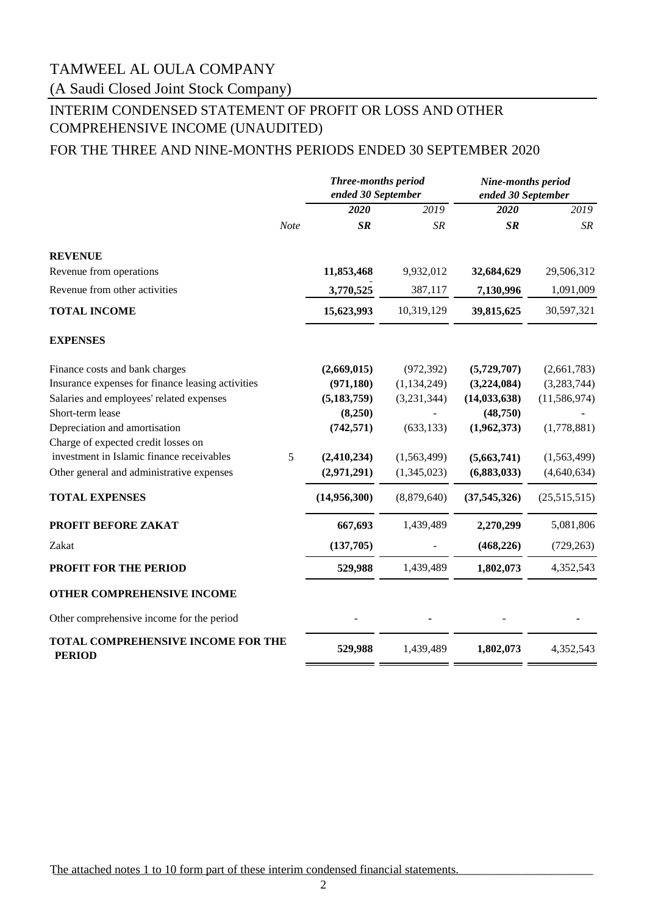# TAMWEEL AL OULA COMPANY

(A Saudi Closed Joint Stock Company)

## INTERIM CONDENSED STATEMENT OF PROFIT OR LOSS AND OTHER COMPREHENSIVE INCOME (UNAUDITED)

## FOR THE THREE AND NINE-MONTHS PERIODS ENDED 30 SEPTEMBER 2020

| | | *Three-months period ended 30 September* | | *Nine-months period ended 30 September* | |
|---|---|---|---|---|---|
| | | ***2020*** | *2019* | ***2020*** | *2019* |
| | *Note* | ***SR*** | *SR* | ***SR*** | *SR* |
| **REVENUE** | | | | | |
| Revenue from operations | | **11,853,468** | 9,932,012 | **32,684,629** | 29,506,312 |
| Revenue from other activities | | **3,770,525** | 387,117 | **7,130,996** | 1,091,009 |
| **TOTAL INCOME** | | **15,623,993** | 10,319,129 | **39,815,625** | 30,597,321 |
| **EXPENSES** | | | | | |
| Finance costs and bank charges | | **(2,669,015)** | (972,392) | **(5,729,707)** | (2,661,783) |
| Insurance expenses for finance leasing activities | | **(971,180)** | (1,134,249) | **(3,224,084)** | (3,283,744) |
| Salaries and employees' related expenses | | **(5,183,759)** | (3,231,344) | **(14,033,638)** | (11,586,974) |
| Short-term lease | | **(8,250)** | - | **(48,750)** | **-** |
| Depreciation and amortisation | | **(742,571)** | (633,133) | **(1,962,373)** | (1,778,881) |
| Charge of expected credit losses on investment in Islamic finance receivables | 5 | **(2,410,234)** | (1,563,499) | **(5,663,741)** | (1,563,499) |
| Other general and administrative expenses | | **(2,971,291)** | (1,345,023) | **(6,883,033)** | (4,640,634) |
| **TOTAL EXPENSES** | | **(14,956,300)** | (8,879,640) | **(37,545,326)** | (25,515,515) |
| **PROFIT BEFORE ZAKAT** | | **667,693** | 1,439,489 | **2,270,299** | 5,081,806 |
| Zakat | | **(137,705)** | - | **(468,226)** | (729,263) |
| **PROFIT FOR THE PERIOD** | | **529,988** | 1,439,489 | **1,802,073** | 4,352,543 |
| **OTHER COMPREHENSIVE INCOME** | | | | | |
| Other comprehensive income for the period | | - | **-** | - | **-** |
| **TOTAL COMPREHENSIVE INCOME FOR THE PERIOD** | | **529,988** | 1,439,489 | **1,802,073** | 4,352,543 |

The attached notes 1 to 10 form part of these interim condensed financial statements.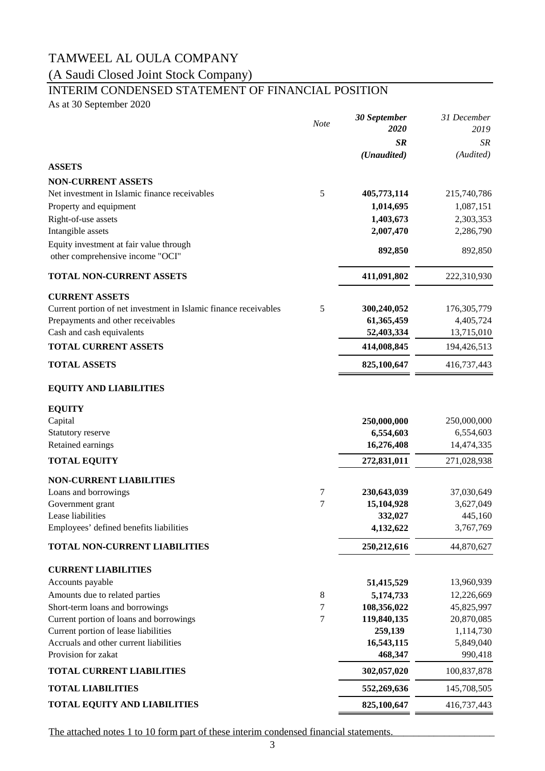# TAMWEEL AL OULA COMPANY

## (A Saudi Closed Joint Stock Company)

## INTERIM CONDENSED STATEMENT OF FINANCIAL POSITION

As at 30 September 2020

| | *Note* | ***30 September 2020*** | *31 December 2019* |
|---|---|---|---|
| | | ***SR*** | *SR* |
| | | ***(Unaudited)*** | *(Audited)* |
| **ASSETS** | | | |
| **NON-CURRENT ASSETS** | | | |
| Net investment in Islamic finance receivables | 5 | **405,773,114** | 215,740,786 |
| Property and equipment | | **1,014,695** | 1,087,151 |
| Right-of-use assets | | **1,403,673** | 2,303,353 |
| Intangible assets | | **2,007,470** | 2,286,790 |
| Equity investment at fair value through other comprehensive income "OCI" | | **892,850** | 892,850 |
| **TOTAL NON-CURRENT ASSETS** | | **411,091,802** | 222,310,930 |
| **CURRENT ASSETS** | | | |
| Current portion of net investment in Islamic finance receivables | 5 | **300,240,052** | 176,305,779 |
| Prepayments and other receivables | | **61,365,459** | 4,405,724 |
| Cash and cash equivalents | | **52,403,334** | 13,715,010 |
| **TOTAL CURRENT ASSETS** | | **414,008,845** | 194,426,513 |
| **TOTAL ASSETS** | | **825,100,647** | 416,737,443 |
| **EQUITY AND LIABILITIES** | | | |
| **EQUITY** | | | |
| Capital | | **250,000,000** | 250,000,000 |
| Statutory reserve | | **6,554,603** | 6,554,603 |
| Retained earnings | | **16,276,408** | 14,474,335 |
| **TOTAL EQUITY** | | **272,831,011** | 271,028,938 |
| **NON-CURRENT LIABILITIES** | | | |
| Loans and borrowings | 7 | **230,643,039** | 37,030,649 |
| Government grant | 7 | **15,104,928** | 3,627,049 |
| Lease liabilities | | **332,027** | 445,160 |
| Employees' defined benefits liabilities | | **4,132,622** | 3,767,769 |
| **TOTAL NON-CURRENT LIABILITIES** | | **250,212,616** | 44,870,627 |
| **CURRENT LIABILITIES** | | | |
| Accounts payable | | **51,415,529** | 13,960,939 |
| Amounts due to related parties | 8 | **5,174,733** | 12,226,669 |
| Short-term loans and borrowings | 7 | **108,356,022** | 45,825,997 |
| Current portion of loans and borrowings | 7 | **119,840,135** | 20,870,085 |
| Current portion of lease liabilities | | **259,139** | 1,114,730 |
| Accruals and other current liabilities | | **16,543,115** | 5,849,040 |
| Provision for zakat | | **468,347** | 990,418 |
| **TOTAL CURRENT LIABILITIES** | | **302,057,020** | 100,837,878 |
| **TOTAL LIABILITIES** | | **552,269,636** | 145,708,505 |
| **TOTAL EQUITY AND LIABILITIES** | | **825,100,647** | 416,737,443 |

The attached notes 1 to 10 form part of these interim condensed financial statements.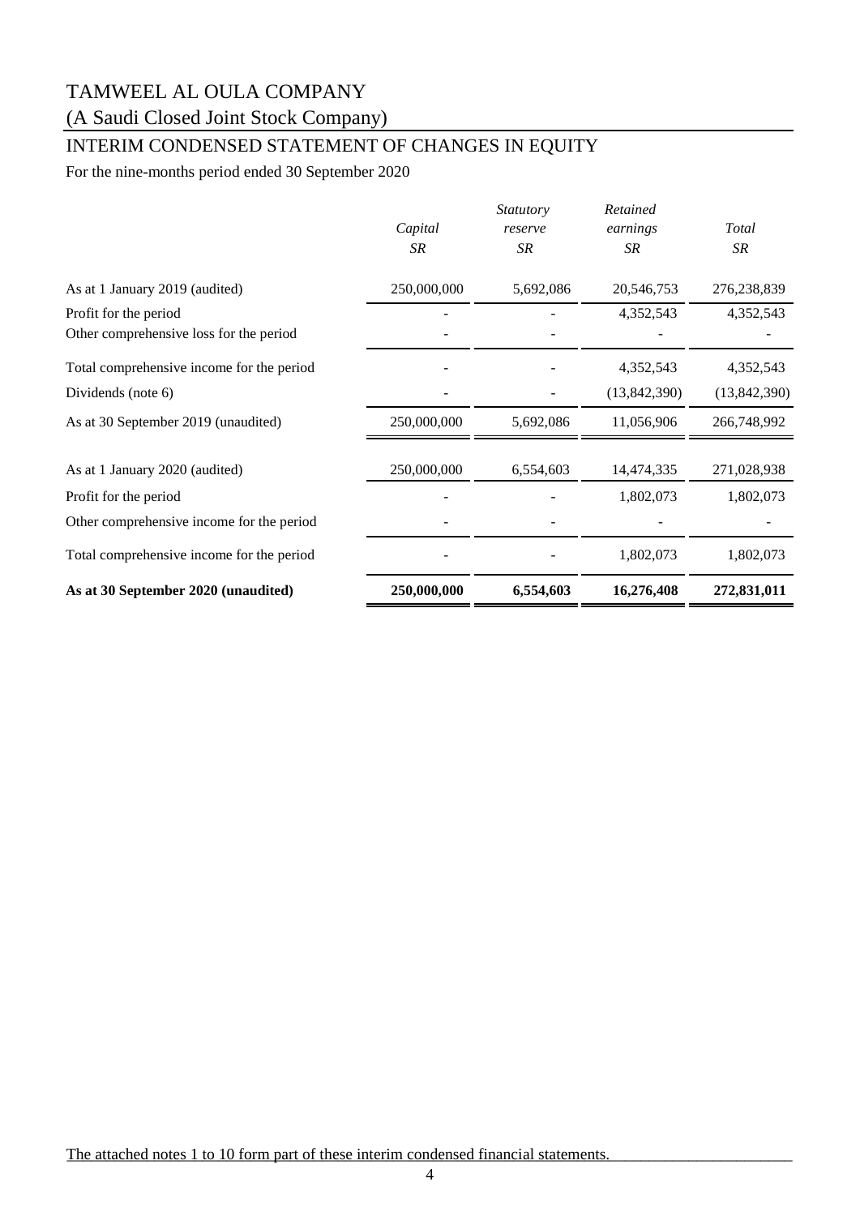# TAMWEEL AL OULA COMPANY

## (A Saudi Closed Joint Stock Company)

## INTERIM CONDENSED STATEMENT OF CHANGES IN EQUITY

For the nine-months period ended 30 September 2020

| | *Capital* | *Statutory reserve* | *Retained earnings* | *Total* |
|---|---|---|---|---|
| | *SR* | *SR* | *SR* | *SR* |
| As at 1 January 2019 (audited) | 250,000,000 | 5,692,086 | 20,546,753 | 276,238,839 |
| Profit for the period | - | - | 4,352,543 | 4,352,543 |
| Other comprehensive loss for the period | - | - | - | - |
| Total comprehensive income for the period | - | - | 4,352,543 | 4,352,543 |
| Dividends (note 6) | - | - | (13,842,390) | (13,842,390) |
| As at 30 September 2019 (unaudited) | 250,000,000 | 5,692,086 | 11,056,906 | 266,748,992 |
| As at 1 January 2020 (audited) | 250,000,000 | 6,554,603 | 14,474,335 | 271,028,938 |
| Profit for the period | - | - | 1,802,073 | 1,802,073 |
| Other comprehensive income for the period | - | - | - | - |
| Total comprehensive income for the period | - | - | 1,802,073 | 1,802,073 |
| **As at 30 September 2020 (unaudited)** | **250,000,000** | **6,554,603** | **16,276,408** | **272,831,011** |

The attached notes 1 to 10 form part of these interim condensed financial statements.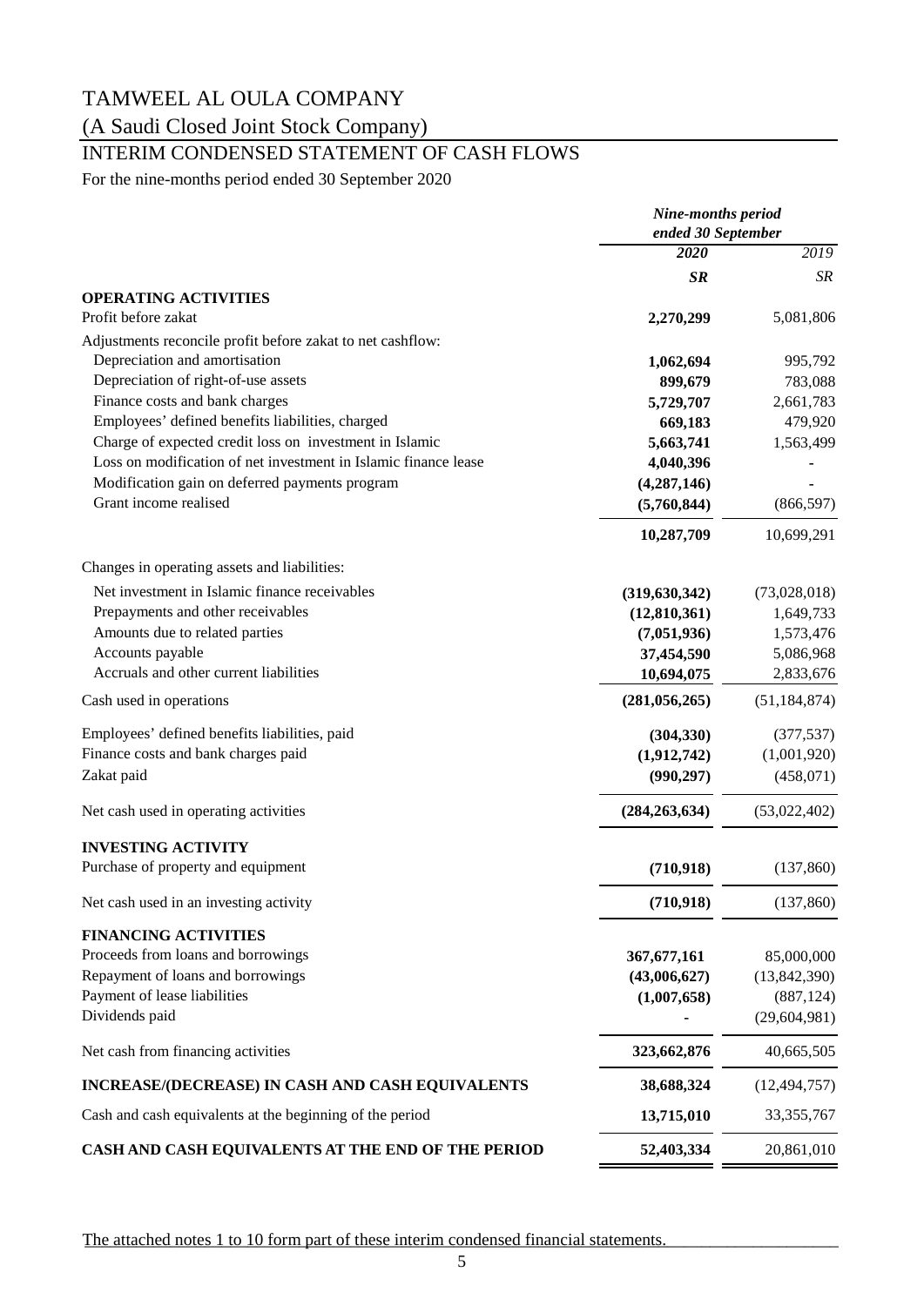# TAMWEEL AL OULA COMPANY

## (A Saudi Closed Joint Stock Company)

## INTERIM CONDENSED STATEMENT OF CASH FLOWS

For the nine-months period ended 30 September 2020

| | ***Nine-months period ended 30 September*** | |
|---|---|---|
| | ***2020*** | *2019* |
| | ***SR*** | *SR* |
| **OPERATING ACTIVITIES** | | |
| Profit before zakat | **2,270,299** | 5,081,806 |
| Adjustments reconcile profit before zakat to net cashflow: | | |
| Depreciation and amortisation | **1,062,694** | 995,792 |
| Depreciation of right-of-use assets | **899,679** | 783,088 |
| Finance costs and bank charges | **5,729,707** | 2,661,783 |
| Employees' defined benefits liabilities, charged | **669,183** | 479,920 |
| Charge of expected credit loss on investment in Islamic | **5,663,741** | 1,563,499 |
| Loss on modification of net investment in Islamic finance lease | **4,040,396** | - |
| Modification gain on deferred payments program | **(4,287,146)** | - |
| Grant income realised | **(5,760,844)** | (866,597) |
| | **10,287,709** | 10,699,291 |
| Changes in operating assets and liabilities: | | |
| Net investment in Islamic finance receivables | **(319,630,342)** | (73,028,018) |
| Prepayments and other receivables | **(12,810,361)** | 1,649,733 |
| Amounts due to related parties | **(7,051,936)** | 1,573,476 |
| Accounts payable | **37,454,590** | 5,086,968 |
| Accruals and other current liabilities | **10,694,075** | 2,833,676 |
| Cash used in operations | **(281,056,265)** | (51,184,874) |
| Employees' defined benefits liabilities, paid | **(304,330)** | (377,537) |
| Finance costs and bank charges paid | **(1,912,742)** | (1,001,920) |
| Zakat paid | **(990,297)** | (458,071) |
| Net cash used in operating activities | **(284,263,634)** | (53,022,402) |
| **INVESTING ACTIVITY** | | |
| Purchase of property and equipment | **(710,918)** | (137,860) |
| Net cash used in an investing activity | **(710,918)** | (137,860) |
| **FINANCING ACTIVITIES** | | |
| Proceeds from loans and borrowings | **367,677,161** | 85,000,000 |
| Repayment of loans and borrowings | **(43,006,627)** | (13,842,390) |
| Payment of lease liabilities | **(1,007,658)** | (887,124) |
| Dividends paid | **-** | (29,604,981) |
| Net cash from financing activities | **323,662,876** | 40,665,505 |
| **INCREASE/(DECREASE) IN CASH AND CASH EQUIVALENTS** | **38,688,324** | (12,494,757) |
| Cash and cash equivalents at the beginning of the period | **13,715,010** | 33,355,767 |
| **CASH AND CASH EQUIVALENTS AT THE END OF THE PERIOD** | **52,403,334** | 20,861,010 |

The attached notes 1 to 10 form part of these interim condensed financial statements.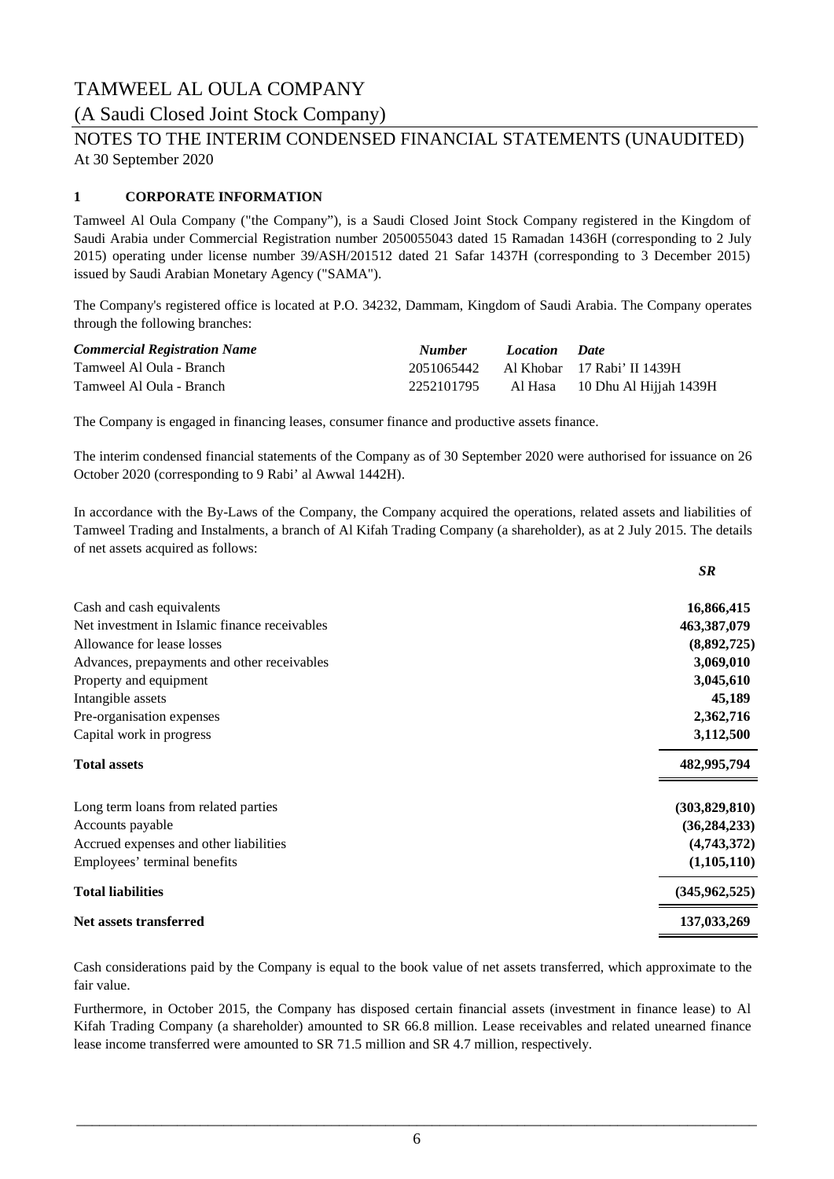# TAMWEEL AL OULA COMPANY

(A Saudi Closed Joint Stock Company)

## NOTES TO THE INTERIM CONDENSED FINANCIAL STATEMENTS (UNAUDITED)

At 30 September 2020

### 1 CORPORATE INFORMATION

Tamweel Al Oula Company ("the Company"), is a Saudi Closed Joint Stock Company registered in the Kingdom of Saudi Arabia under Commercial Registration number 2050055043 dated 15 Ramadan 1436H (corresponding to 2 July 2015) operating under license number 39/ASH/201512 dated 21 Safar 1437H (corresponding to 3 December 2015) issued by Saudi Arabian Monetary Agency ("SAMA").

The Company's registered office is located at P.O. 34232, Dammam, Kingdom of Saudi Arabia. The Company operates through the following branches:

| *Commercial Registration Name* | *Number* | *Location* | *Date* |
|---|---|---|---|
| Tamweel Al Oula - Branch | 2051065442 | Al Khobar | 17 Rabi' II 1439H |
| Tamweel Al Oula - Branch | 2252101795 | Al Hasa | 10 Dhu Al Hijjah 1439H |

The Company is engaged in financing leases, consumer finance and productive assets finance.

The interim condensed financial statements of the Company as of 30 September 2020 were authorised for issuance on 26 October 2020 (corresponding to 9 Rabi' al Awwal 1442H).

In accordance with the By-Laws of the Company, the Company acquired the operations, related assets and liabilities of Tamweel Trading and Instalments, a branch of Al Kifah Trading Company (a shareholder), as at 2 July 2015. The details of net assets acquired as follows:

| | *SR* |
|---|---|
| Cash and cash equivalents | **16,866,415** |
| Net investment in Islamic finance receivables | **463,387,079** |
| Allowance for lease losses | **(8,892,725)** |
| Advances, prepayments and other receivables | **3,069,010** |
| Property and equipment | **3,045,610** |
| Intangible assets | **45,189** |
| Pre-organisation expenses | **2,362,716** |
| Capital work in progress | **3,112,500** |
| **Total assets** | **482,995,794** |
| Long term loans from related parties | **(303,829,810)** |
| Accounts payable | **(36,284,233)** |
| Accrued expenses and other liabilities | **(4,743,372)** |
| Employees' terminal benefits | **(1,105,110)** |
| **Total liabilities** | **(345,962,525)** |
| **Net assets transferred** | **137,033,269** |

Cash considerations paid by the Company is equal to the book value of net assets transferred, which approximate to the fair value.

Furthermore, in October 2015, the Company has disposed certain financial assets (investment in finance lease) to Al Kifah Trading Company (a shareholder) amounted to SR 66.8 million. Lease receivables and related unearned finance lease income transferred were amounted to SR 71.5 million and SR 4.7 million, respectively.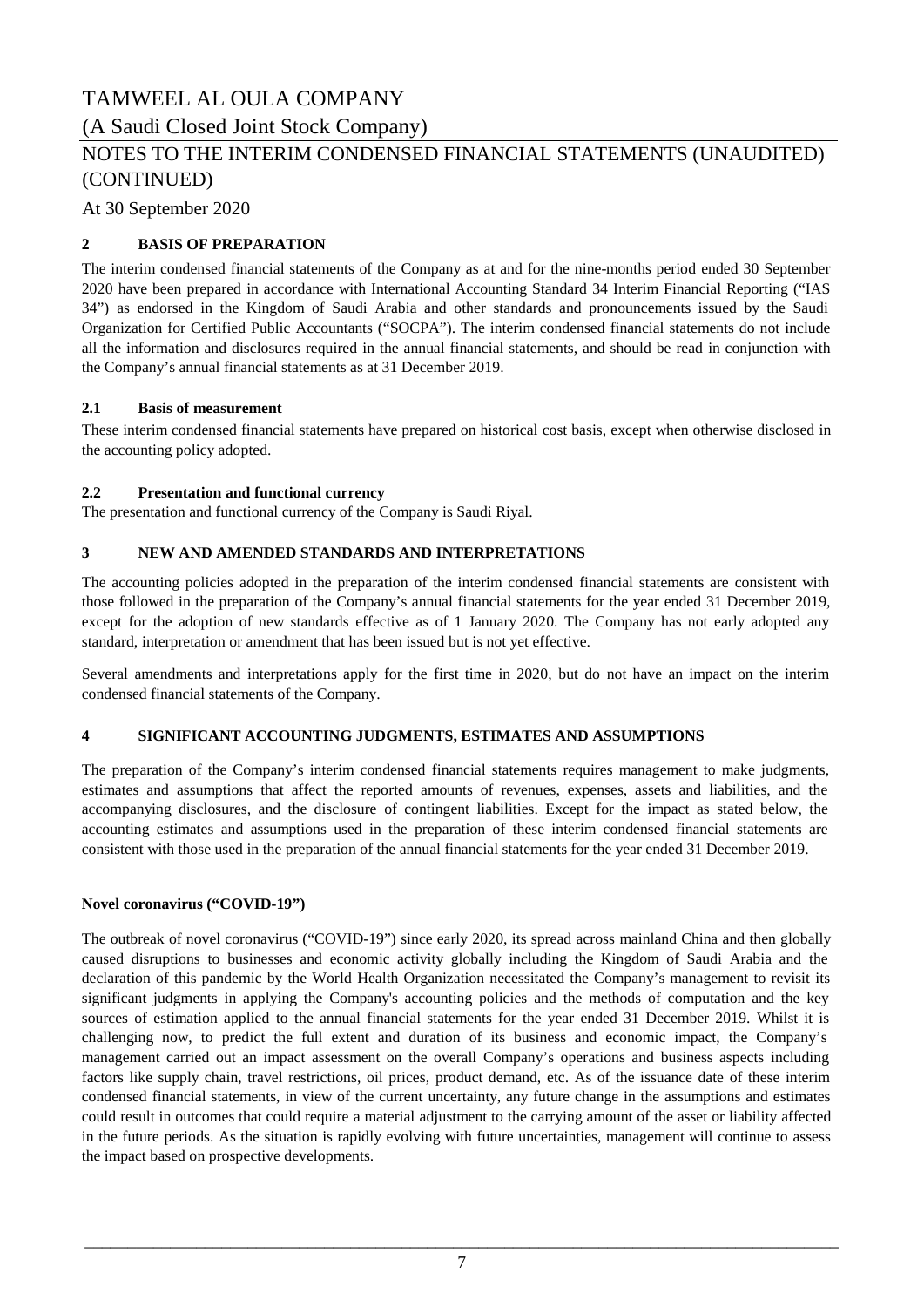## 2 BASIS OF PREPARATION

The interim condensed financial statements of the Company as at and for the nine-months period ended 30 September 2020 have been prepared in accordance with International Accounting Standard 34 Interim Financial Reporting ("IAS 34") as endorsed in the Kingdom of Saudi Arabia and other standards and pronouncements issued by the Saudi Organization for Certified Public Accountants ("SOCPA"). The interim condensed financial statements do not include all the information and disclosures required in the annual financial statements, and should be read in conjunction with the Company's annual financial statements as at 31 December 2019.

### 2.1 Basis of measurement

These interim condensed financial statements have prepared on historical cost basis, except when otherwise disclosed in the accounting policy adopted.

### 2.2 Presentation and functional currency

The presentation and functional currency of the Company is Saudi Riyal.

## 3 NEW AND AMENDED STANDARDS AND INTERPRETATIONS

The accounting policies adopted in the preparation of the interim condensed financial statements are consistent with those followed in the preparation of the Company's annual financial statements for the year ended 31 December 2019, except for the adoption of new standards effective as of 1 January 2020. The Company has not early adopted any standard, interpretation or amendment that has been issued but is not yet effective.

Several amendments and interpretations apply for the first time in 2020, but do not have an impact on the interim condensed financial statements of the Company.

## 4 SIGNIFICANT ACCOUNTING JUDGMENTS, ESTIMATES AND ASSUMPTIONS

The preparation of the Company's interim condensed financial statements requires management to make judgments, estimates and assumptions that affect the reported amounts of revenues, expenses, assets and liabilities, and the accompanying disclosures, and the disclosure of contingent liabilities. Except for the impact as stated below, the accounting estimates and assumptions used in the preparation of these interim condensed financial statements are consistent with those used in the preparation of the annual financial statements for the year ended 31 December 2019.

**Novel coronavirus ("COVID-19")**

The outbreak of novel coronavirus ("COVID-19") since early 2020, its spread across mainland China and then globally caused disruptions to businesses and economic activity globally including the Kingdom of Saudi Arabia and the declaration of this pandemic by the World Health Organization necessitated the Company's management to revisit its significant judgments in applying the Company's accounting policies and the methods of computation and the key sources of estimation applied to the annual financial statements for the year ended 31 December 2019. Whilst it is challenging now, to predict the full extent and duration of its business and economic impact, the Company's management carried out an impact assessment on the overall Company's operations and business aspects including factors like supply chain, travel restrictions, oil prices, product demand, etc. As of the issuance date of these interim condensed financial statements, in view of the current uncertainty, any future change in the assumptions and estimates could result in outcomes that could require a material adjustment to the carrying amount of the asset or liability affected in the future periods. As the situation is rapidly evolving with future uncertainties, management will continue to assess the impact based on prospective developments.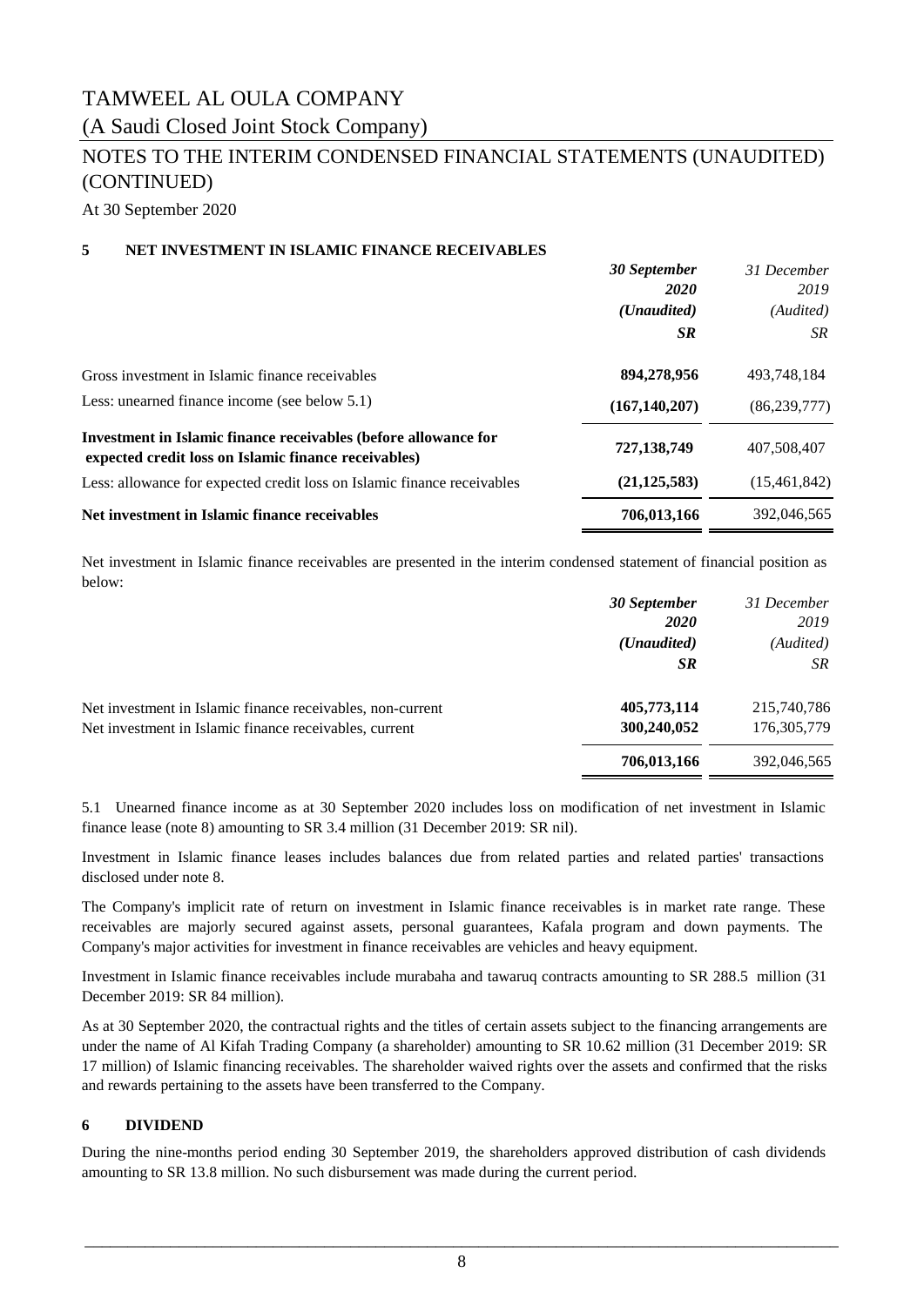# TAMWEEL AL OULA COMPANY

## (A Saudi Closed Joint Stock Company)

## NOTES TO THE INTERIM CONDENSED FINANCIAL STATEMENTS (UNAUDITED) (CONTINUED)

At 30 September 2020

### 5 NET INVESTMENT IN ISLAMIC FINANCE RECEIVABLES

| | ***30 September 2020*** ***(Unaudited)*** ***SR*** | *31 December 2019* *(Audited)* *SR* |
|---|---|---|
| Gross investment in Islamic finance receivables | **894,278,956** | 493,748,184 |
| Less: unearned finance income (see below 5.1) | **(167,140,207)** | (86,239,777) |
| **Investment in Islamic finance receivables (before allowance for expected credit loss on Islamic finance receivables)** | **727,138,749** | 407,508,407 |
| Less: allowance for expected credit loss on Islamic finance receivables | **(21,125,583)** | (15,461,842) |
| **Net investment in Islamic finance receivables** | **706,013,166** | 392,046,565 |

Net investment in Islamic finance receivables are presented in the interim condensed statement of financial position as below:

| | ***30 September 2020*** ***(Unaudited)*** ***SR*** | *31 December 2019* *(Audited)* *SR* |
|---|---|---|
| Net investment in Islamic finance receivables, non-current | **405,773,114** | 215,740,786 |
| Net investment in Islamic finance receivables, current | **300,240,052** | 176,305,779 |
| | **706,013,166** | 392,046,565 |

5.1 Unearned finance income as at 30 September 2020 includes loss on modification of net investment in Islamic finance lease (note 8) amounting to SR 3.4 million (31 December 2019: SR nil).

Investment in Islamic finance leases includes balances due from related parties and related parties' transactions disclosed under note 8.

The Company's implicit rate of return on investment in Islamic finance receivables is in market rate range. These receivables are majorly secured against assets, personal guarantees, Kafala program and down payments. The Company's major activities for investment in finance receivables are vehicles and heavy equipment.

Investment in Islamic finance receivables include murabaha and tawaruq contracts amounting to SR 288.5 million (31 December 2019: SR 84 million).

As at 30 September 2020, the contractual rights and the titles of certain assets subject to the financing arrangements are under the name of Al Kifah Trading Company (a shareholder) amounting to SR 10.62 million (31 December 2019: SR 17 million) of Islamic financing receivables. The shareholder waived rights over the assets and confirmed that the risks and rewards pertaining to the assets have been transferred to the Company.

### 6 DIVIDEND

During the nine-months period ending 30 September 2019, the shareholders approved distribution of cash dividends amounting to SR 13.8 million. No such disbursement was made during the current period.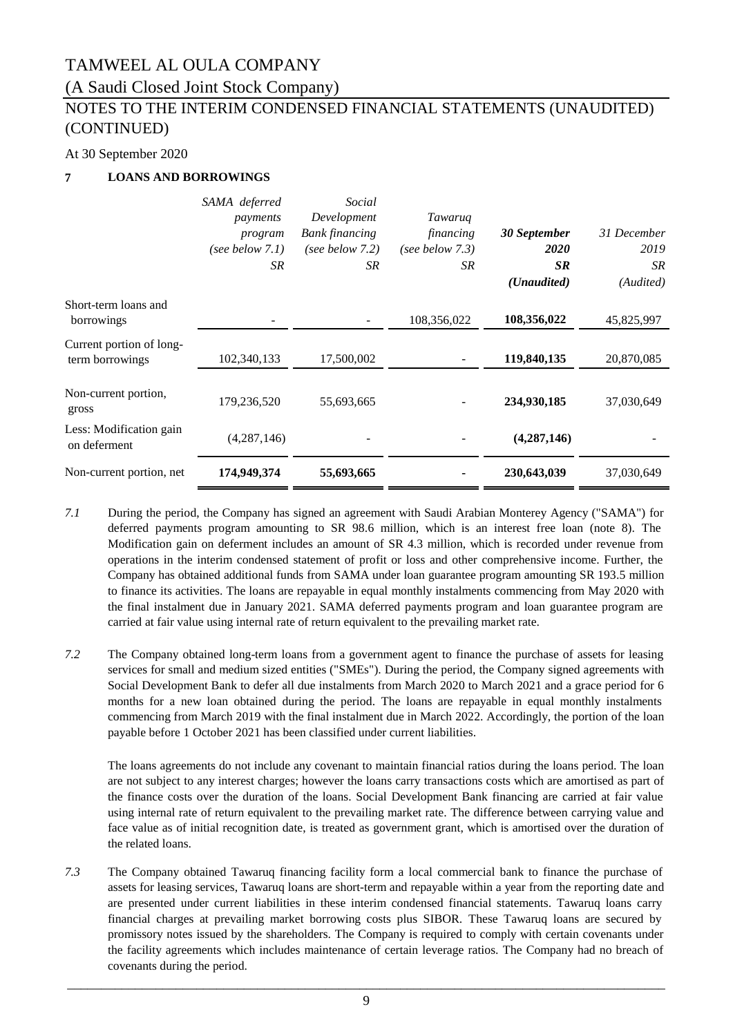# TAMWEEL AL OULA COMPANY

(A Saudi Closed Joint Stock Company)

NOTES TO THE INTERIM CONDENSED FINANCIAL STATEMENTS (UNAUDITED) (CONTINUED)

At 30 September 2020

## 7 LOANS AND BORROWINGS

| | *SAMA deferred payments program (see below 7.1) SR* | *Social Development Bank financing (see below 7.2) SR* | *Tawaruq financing (see below 7.3) SR* | ***30 September 2020 SR (Unaudited)*** | *31 December 2019 SR (Audited)* |
|---|---|---|---|---|---|
| Short-term loans and borrowings | - | - | 108,356,022 | **108,356,022** | 45,825,997 |
| Current portion of long-term borrowings | 102,340,133 | 17,500,002 | - | **119,840,135** | 20,870,085 |
| Non-current portion, gross | 179,236,520 | 55,693,665 | - | **234,930,185** | 37,030,649 |
| Less: Modification gain on deferment | (4,287,146) | - | - | **(4,287,146)** | - |
| Non-current portion, net | **174,949,374** | **55,693,665** | **-** | **230,643,039** | 37,030,649 |

*7.1* During the period, the Company has signed an agreement with Saudi Arabian Monterey Agency ("SAMA") for deferred payments program amounting to SR 98.6 million, which is an interest free loan (note 8). The Modification gain on deferment includes an amount of SR 4.3 million, which is recorded under revenue from operations in the interim condensed statement of profit or loss and other comprehensive income. Further, the Company has obtained additional funds from SAMA under loan guarantee program amounting SR 193.5 million to finance its activities. The loans are repayable in equal monthly instalments commencing from May 2020 with the final instalment due in January 2021. SAMA deferred payments program and loan guarantee program are carried at fair value using internal rate of return equivalent to the prevailing market rate.

*7.2* The Company obtained long-term loans from a government agent to finance the purchase of assets for leasing services for small and medium sized entities ("SMEs"). During the period, the Company signed agreements with Social Development Bank to defer all due instalments from March 2020 to March 2021 and a grace period for 6 months for a new loan obtained during the period. The loans are repayable in equal monthly instalments commencing from March 2019 with the final instalment due in March 2022. Accordingly, the portion of the loan payable before 1 October 2021 has been classified under current liabilities.

The loans agreements do not include any covenant to maintain financial ratios during the loans period. The loan are not subject to any interest charges; however the loans carry transactions costs which are amortised as part of the finance costs over the duration of the loans. Social Development Bank financing are carried at fair value using internal rate of return equivalent to the prevailing market rate. The difference between carrying value and face value as of initial recognition date, is treated as government grant, which is amortised over the duration of the related loans.

*7.3* The Company obtained Tawaruq financing facility form a local commercial bank to finance the purchase of assets for leasing services, Tawaruq loans are short-term and repayable within a year from the reporting date and are presented under current liabilities in these interim condensed financial statements. Tawaruq loans carry financial charges at prevailing market borrowing costs plus SIBOR. These Tawaruq loans are secured by promissory notes issued by the shareholders. The Company is required to comply with certain covenants under the facility agreements which includes maintenance of certain leverage ratios. The Company had no breach of covenants during the period.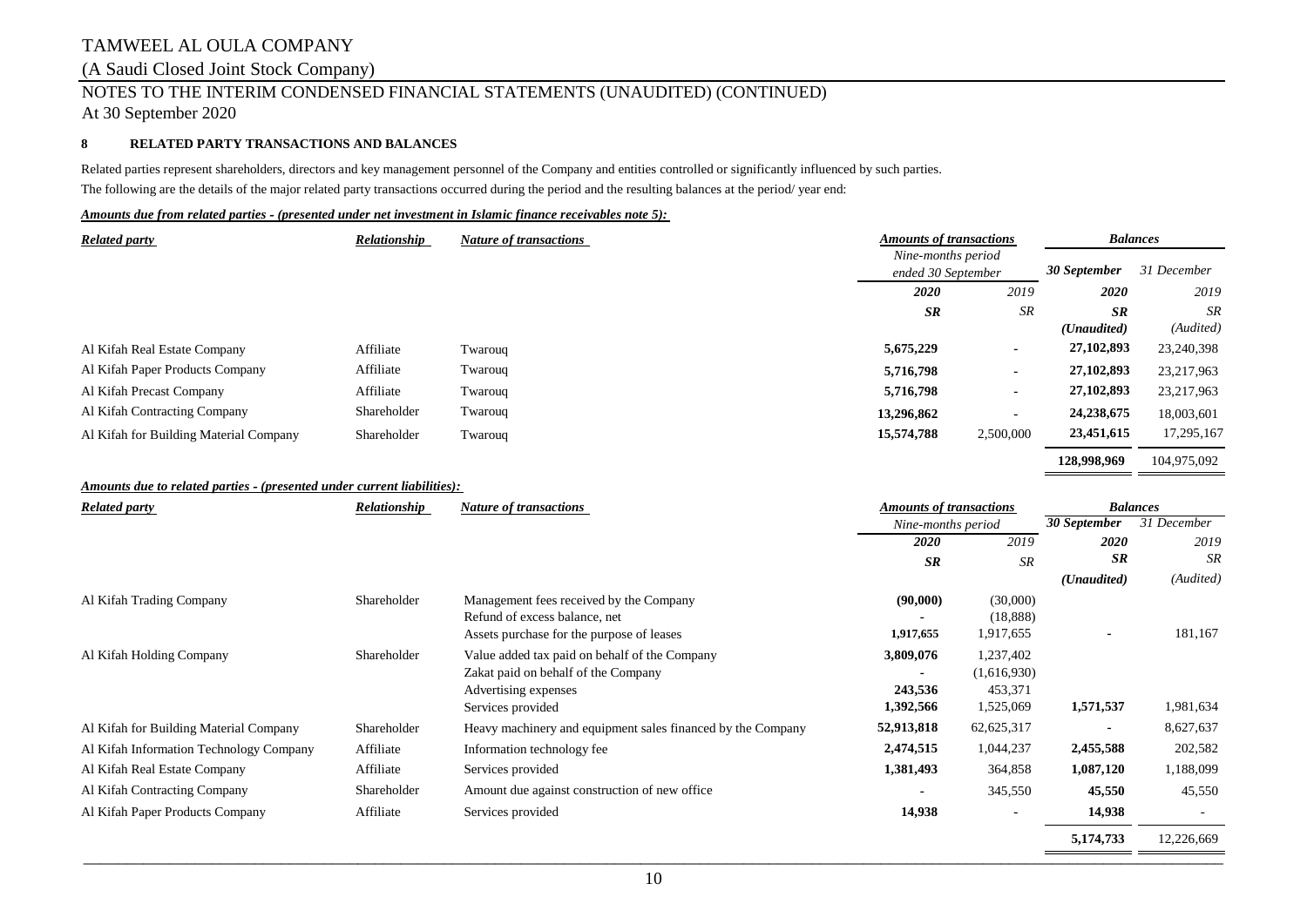## 8 RELATED PARTY TRANSACTIONS AND BALANCES

Related parties represent shareholders, directors and key management personnel of the Company and entities controlled or significantly influenced by such parties.

The following are the details of the major related party transactions occurred during the period and the resulting balances at the period/ year end:

***Amounts due from related parties - (presented under net investment in Islamic finance receivables note 5):***

| *Related party* | *Relationship* | *Nature of transactions* | *Amounts of transactions* | | *Balances* | |
|---|---|---|---|---|---|---|
| | | | *Nine-months period ended 30 September* | | ***30 September*** | *31 December* |
| | | | ***2020*** | *2019* | ***2020*** | *2019* |
| | | | ***SR*** | *SR* | ***SR*** | *SR* |
| | | | | | ***(Unaudited)*** | *(Audited)* |
| Al Kifah Real Estate Company | Affiliate | Twarouq | **5,675,229** | - | **27,102,893** | 23,240,398 |
| Al Kifah Paper Products Company | Affiliate | Twarouq | **5,716,798** | - | **27,102,893** | 23,217,963 |
| Al Kifah Precast Company | Affiliate | Twarouq | **5,716,798** | - | **27,102,893** | 23,217,963 |
| Al Kifah Contracting Company | Shareholder | Twarouq | **13,296,862** | - | **24,238,675** | 18,003,601 |
| Al Kifah for Building Material Company | Shareholder | Twarouq | **15,574,788** | 2,500,000 | **23,451,615** | 17,295,167 |
| | | | | | **128,998,969** | 104,975,092 |

***Amounts due to related parties - (presented under current liabilities):***

| *Related party* | *Relationship* | *Nature of transactions* | *Amounts of transactions* | | *Balances* | |
|---|---|---|---|---|---|---|
| | | | *Nine-months period* | | ***30 September*** | *31 December* |
| | | | ***2020*** | *2019* | ***2020*** | *2019* |
| | | | ***SR*** | *SR* | ***SR*** | *SR* |
| | | | | | ***(Unaudited)*** | *(Audited)* |
| Al Kifah Trading Company | Shareholder | Management fees received by the Company | **(90,000)** | (30,000) | | |
| | | Refund of excess balance, net | **-** | (18,888) | | |
| | | Assets purchase for the purpose of leases | **1,917,655** | 1,917,655 | **-** | 181,167 |
| Al Kifah Holding Company | Shareholder | Value added tax paid on behalf of the Company | **3,809,076** | 1,237,402 | | |
| | | Zakat paid on behalf of the Company | **-** | (1,616,930) | | |
| | | Advertising expenses | **243,536** | 453,371 | | |
| | | Services provided | **1,392,566** | 1,525,069 | **1,571,537** | 1,981,634 |
| Al Kifah for Building Material Company | Shareholder | Heavy machinery and equipment sales financed by the Company | **52,913,818** | 62,625,317 | - | 8,627,637 |
| Al Kifah Information Technology Company | Affiliate | Information technology fee | **2,474,515** | 1,044,237 | **2,455,588** | 202,582 |
| Al Kifah Real Estate Company | Affiliate | Services provided | **1,381,493** | 364,858 | **1,087,120** | 1,188,099 |
| Al Kifah Contracting Company | Shareholder | Amount due against construction of new office | **-** | 345,550 | **45,550** | 45,550 |
| Al Kifah Paper Products Company | Affiliate | Services provided | **14,938** | - | **14,938** | - |
| | | | | | **5,174,733** | 12,226,669 |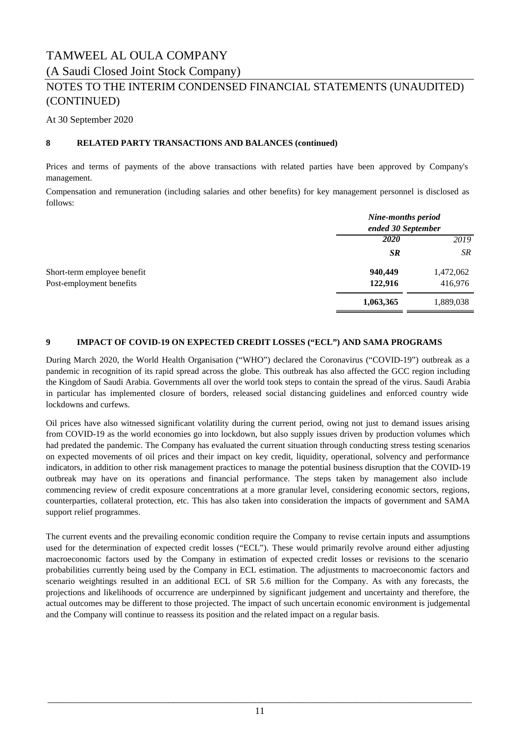TAMWEEL AL OULA COMPANY

(A Saudi Closed Joint Stock Company)

NOTES TO THE INTERIM CONDENSED FINANCIAL STATEMENTS (UNAUDITED) (CONTINUED)

At 30 September 2020

### 8 RELATED PARTY TRANSACTIONS AND BALANCES (continued)

Prices and terms of payments of the above transactions with related parties have been approved by Company's management.

Compensation and remuneration (including salaries and other benefits) for key management personnel is disclosed as follows:

| | ***Nine-months period ended 30 September*** | |
|---|---|---|
| | ***2020*** | *2019* |
| | ***SR*** | *SR* |
| Short-term employee benefit | **940,449** | 1,472,062 |
| Post-employment benefits | **122,916** | 416,976 |
| | **1,063,365** | 1,889,038 |

### 9 IMPACT OF COVID-19 ON EXPECTED CREDIT LOSSES ("ECL") AND SAMA PROGRAMS

During March 2020, the World Health Organisation ("WHO") declared the Coronavirus ("COVID-19") outbreak as a pandemic in recognition of its rapid spread across the globe. This outbreak has also affected the GCC region including the Kingdom of Saudi Arabia. Governments all over the world took steps to contain the spread of the virus. Saudi Arabia in particular has implemented closure of borders, released social distancing guidelines and enforced country wide lockdowns and curfews.

Oil prices have also witnessed significant volatility during the current period, owing not just to demand issues arising from COVID-19 as the world economies go into lockdown, but also supply issues driven by production volumes which had predated the pandemic. The Company has evaluated the current situation through conducting stress testing scenarios on expected movements of oil prices and their impact on key credit, liquidity, operational, solvency and performance indicators, in addition to other risk management practices to manage the potential business disruption that the COVID-19 outbreak may have on its operations and financial performance. The steps taken by management also include commencing review of credit exposure concentrations at a more granular level, considering economic sectors, regions, counterparties, collateral protection, etc. This has also taken into consideration the impacts of government and SAMA support relief programmes.

The current events and the prevailing economic condition require the Company to revise certain inputs and assumptions used for the determination of expected credit losses ("ECL"). These would primarily revolve around either adjusting macroeconomic factors used by the Company in estimation of expected credit losses or revisions to the scenario probabilities currently being used by the Company in ECL estimation. The adjustments to macroeconomic factors and scenario weightings resulted in an additional ECL of SR 5.6 million for the Company. As with any forecasts, the projections and likelihoods of occurrence are underpinned by significant judgement and uncertainty and therefore, the actual outcomes may be different to those projected. The impact of such uncertain economic environment is judgemental and the Company will continue to reassess its position and the related impact on a regular basis.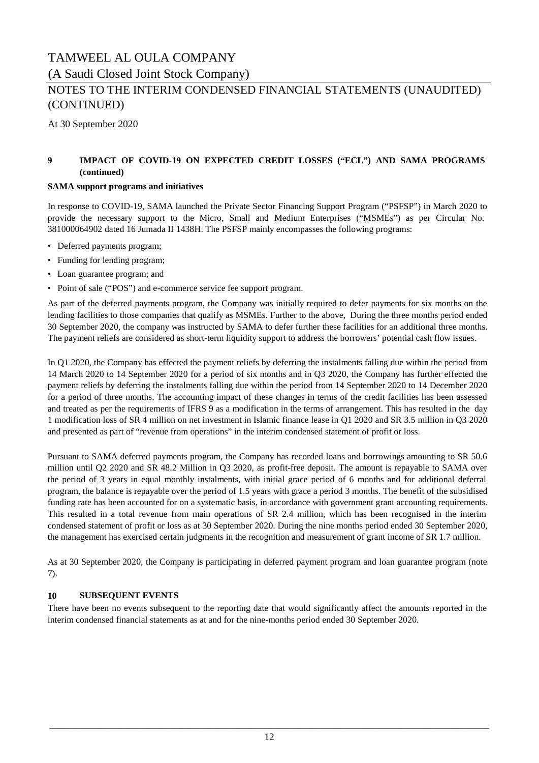## 9 IMPACT OF COVID-19 ON EXPECTED CREDIT LOSSES ("ECL") AND SAMA PROGRAMS (continued)

**SAMA support programs and initiatives**

In response to COVID-19, SAMA launched the Private Sector Financing Support Program ("PSFSP") in March 2020 to provide the necessary support to the Micro, Small and Medium Enterprises ("MSMEs") as per Circular No. 381000064902 dated 16 Jumada II 1438H. The PSFSP mainly encompasses the following programs:

- Deferred payments program;
- Funding for lending program;
- Loan guarantee program; and
- Point of sale ("POS") and e-commerce service fee support program.

As part of the deferred payments program, the Company was initially required to defer payments for six months on the lending facilities to those companies that qualify as MSMEs. Further to the above, During the three months period ended 30 September 2020, the company was instructed by SAMA to defer further these facilities for an additional three months. The payment reliefs are considered as short-term liquidity support to address the borrowers' potential cash flow issues.

In Q1 2020, the Company has effected the payment reliefs by deferring the instalments falling due within the period from 14 March 2020 to 14 September 2020 for a period of six months and in Q3 2020, the Company has further effected the payment reliefs by deferring the instalments falling due within the period from 14 September 2020 to 14 December 2020 for a period of three months. The accounting impact of these changes in terms of the credit facilities has been assessed and treated as per the requirements of IFRS 9 as a modification in the terms of arrangement. This has resulted in the day 1 modification loss of SR 4 million on net investment in Islamic finance lease in Q1 2020 and SR 3.5 million in Q3 2020 and presented as part of "revenue from operations" in the interim condensed statement of profit or loss.

Pursuant to SAMA deferred payments program, the Company has recorded loans and borrowings amounting to SR 50.6 million until Q2 2020 and SR 48.2 Million in Q3 2020, as profit-free deposit. The amount is repayable to SAMA over the period of 3 years in equal monthly instalments, with initial grace period of 6 months and for additional deferral program, the balance is repayable over the period of 1.5 years with grace a period 3 months. The benefit of the subsidised funding rate has been accounted for on a systematic basis, in accordance with government grant accounting requirements. This resulted in a total revenue from main operations of SR 2.4 million, which has been recognised in the interim condensed statement of profit or loss as at 30 September 2020. During the nine months period ended 30 September 2020, the management has exercised certain judgments in the recognition and measurement of grant income of SR 1.7 million.

As at 30 September 2020, the Company is participating in deferred payment program and loan guarantee program (note 7).

## 10 SUBSEQUENT EVENTS

There have been no events subsequent to the reporting date that would significantly affect the amounts reported in the interim condensed financial statements as at and for the nine-months period ended 30 September 2020.